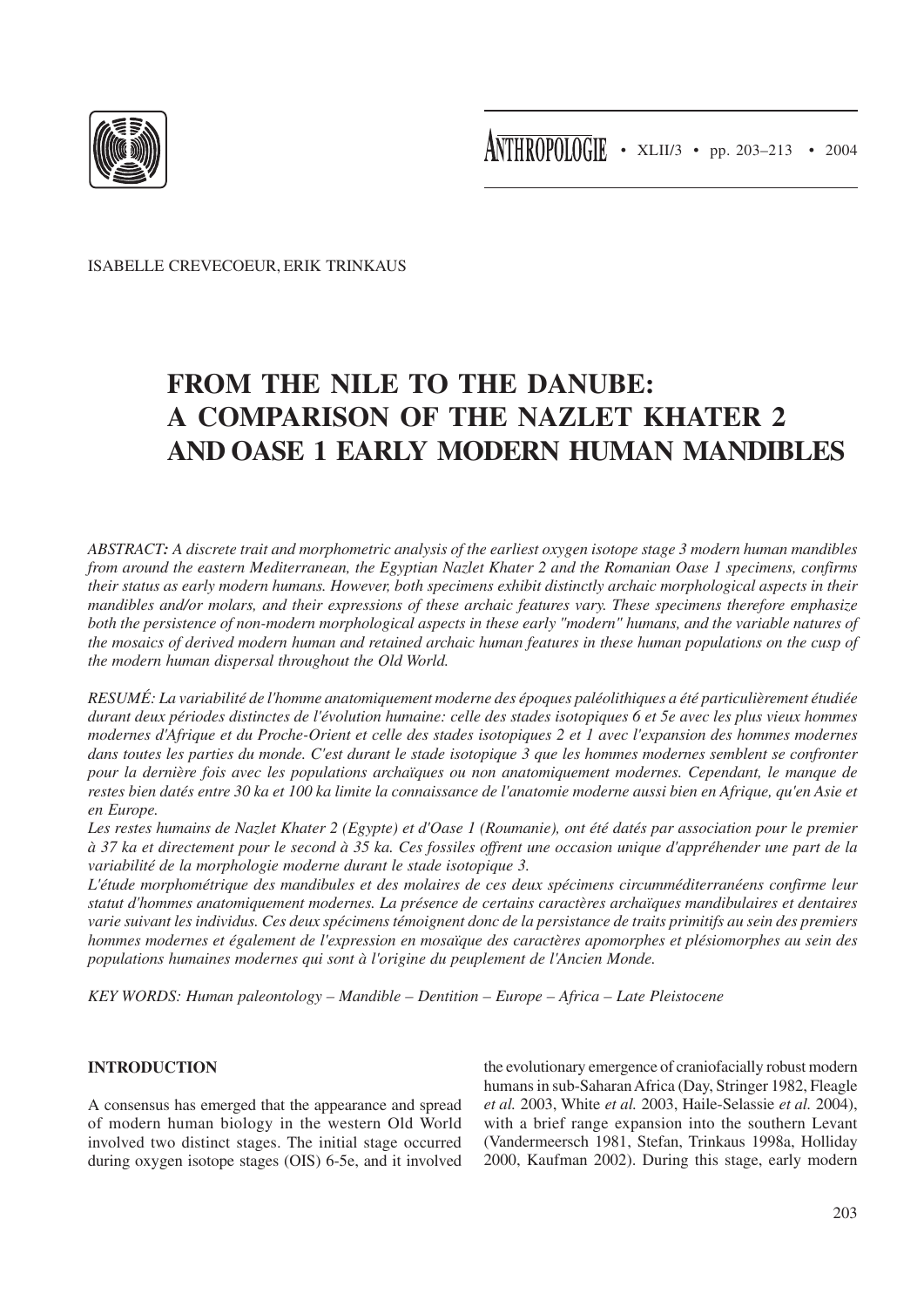ISABELLE CREVECOEUR, ERIK TRINKAUS

# FROM THE NILE TO THE DANUBE: A COMPARISON OF THE NAZLET KHATER 2 AND OASE 1 EARLY MODERN HUMAN MANDIBLES

*ABSTRACT: A discrete trait and morphometric analysis of the earliest oxygen isotope stage 3 modern human mandibles from around the eastern Mediterranean, the Egyptian Nazlet Khater 2 and the Romanian Oase 1 specimens, confirms their status as early modern humans. However, both specimens exhibit distinctly archaic morphological aspects in their mandibles and/or molars, and their expressions of these archaic features vary. These specimens therefore emphasize both the persistence of non-modern morphological aspects in these early "modern" humans, and the variable natures of the mosaics of derived modern human and retained archaic human features in these human populations on the cusp of the modern human dispersal throughout the Old World.*

*RESUMÉ: La variabilité de l'homme anatomiquement moderne des époques paléolithiques a été particulièrement étudiée durant deux périodes distinctes de l'évolution humaine: celle des stades isotopiques 6 et 5e avec les plus vieux hommes modernes d'Afrique et du Proche-Orient et celle des stades isotopiques 2 et 1 avec l'expansion des hommes modernes dans toutes les parties du monde. C'est durant le stade isotopique 3 que les hommes modernes semblent se confronter pour la dernière fois avec les populations archaïques ou non anatomiquement modernes. Cependant, le manque de restes bien datés entre 30 ka et 100 ka limite la connaissance de l'anatomie moderne aussi bien en Afrique, qu'en Asie et en Europe.*

*Les restes humains de Nazlet Khater 2 (Egypte) et d'Oase 1 (Roumanie), ont été datés par association pour le premier à 37 ka et directement pour le second à 35 ka. Ces fossiles offrent une occasion unique d'appréhender une part de la variabilité de la morphologie moderne durant le stade isotopique 3.*

*L'étude morphométrique des mandibules et des molaires de ces deux spécimens circumméditerranéens confirme leur statut d'hommes anatomiquement modernes. La présence de certains caractères archaïques mandibulaires et dentaires varie suivant les individus. Ces deux spécimens témoignent donc de la persistance de traits primitifs au sein des premiers hommes modernes et également de l'expression en mosaïque des caractères apomorphes et plésiomorphes au sein des populations humaines modernes qui sont à l'origine du peuplement de l'Ancien Monde.*

*KEY WORDS: Human paleontology – Mandible – Dentition – Europe – Africa – Late Pleistocene*

## INTRODUCTION

A consensus has emerged that the appearance and spread of modern human biology in the western Old World involved two distinct stages. The initial stage occurred during oxygen isotope stages (OIS) 6-5e, and it involved the evolutionary emergence of craniofacially robust modern humans in sub-Saharan Africa (Day, Stringer 1982, Fleagle *et al.* 2003, White *et al.* 2003, Haile-Selassie *et al.* 2004), with a brief range expansion into the southern Levant (Vandermeersch 1981, Stefan, Trinkaus 1998a, Holliday 2000, Kaufman 2002). During this stage, early modern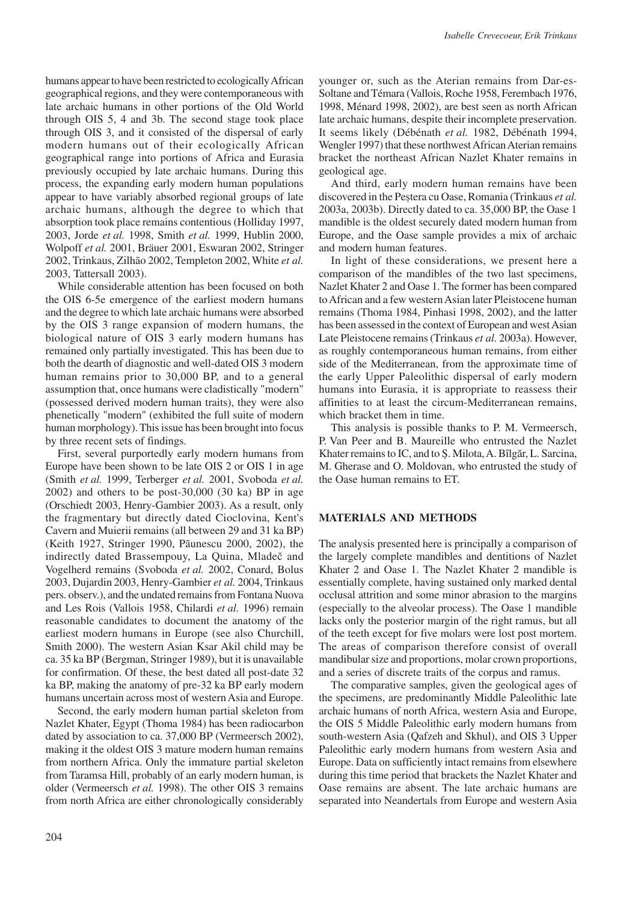humans appear to have been restricted to ecologically African geographical regions, and they were contemporaneous with late archaic humans in other portions of the Old World through OIS 5, 4 and 3b. The second stage took place through OIS 3, and it consisted of the dispersal of early modern humans out of their ecologically African geographical range into portions of Africa and Eurasia previously occupied by late archaic humans. During this process, the expanding early modern human populations appear to have variably absorbed regional groups of late archaic humans, although the degree to which that absorption took place remains contentious (Holliday 1997, 2003, Jorde *et al.* 1998, Smith *et al.* 1999, Hublin 2000, Wolpoff *et al.* 2001, Bräuer 2001, Eswaran 2002, Stringer 2002, Trinkaus, Zilhão 2002, Templeton 2002, White *et al.* 2003, Tattersall 2003).

While considerable attention has been focused on both the OIS 6-5e emergence of the earliest modern humans and the degree to which late archaic humans were absorbed by the OIS 3 range expansion of modern humans, the biological nature of OIS 3 early modern humans has remained only partially investigated. This has been due to both the dearth of diagnostic and well-dated OIS 3 modern human remains prior to 30,000 BP, and to a general assumption that, once humans were cladistically "modern" (possessed derived modern human traits), they were also phenetically "modern" (exhibited the full suite of modern human morphology). This issue has been brought into focus by three recent sets of findings.

First, several purportedly early modern humans from Europe have been shown to be late OIS 2 or OIS 1 in age (Smith *et al.* 1999, Terberger *et al.* 2001, Svoboda *et al.* 2002) and others to be post-30,000 (30 ka) BP in age (Orschiedt 2003, Henry-Gambier 2003). As a result, only the fragmentary but directly dated Cioclovina, Kent's Cavern and Muierii remains (all between 29 and 31 ka BP) (Keith 1927, Stringer 1990, Păunescu 2000, 2002), the indirectly dated Brassempouy, La Quina, Mladeč and Vogelherd remains (Svoboda *et al.* 2002, Conard, Bolus 2003, Dujardin 2003, Henry-Gambier *et al.* 2004, Trinkaus pers. observ.), and the undated remains from Fontana Nuova and Les Rois (Vallois 1958, Chilardi *et al.* 1996) remain reasonable candidates to document the anatomy of the earliest modern humans in Europe (see also Churchill, Smith 2000). The western Asian Ksar Akil child may be ca. 35 ka BP (Bergman, Stringer 1989), but it is unavailable for confirmation. Of these, the best dated all post-date 32 ka BP, making the anatomy of pre-32 ka BP early modern humans uncertain across most of western Asia and Europe.

Second, the early modern human partial skeleton from Nazlet Khater, Egypt (Thoma 1984) has been radiocarbon dated by association to ca. 37,000 BP (Vermeersch 2002), making it the oldest OIS 3 mature modern human remains from northern Africa. Only the immature partial skeleton from Taramsa Hill, probably of an early modern human, is older (Vermeersch *et al.* 1998). The other OIS 3 remains from north Africa are either chronologically considerably younger or, such as the Aterian remains from Dar-es-Soltane and Témara (Vallois, Roche 1958, Ferembach 1976, 1998, Ménard 1998, 2002), are best seen as north African late archaic humans, despite their incomplete preservation. It seems likely (Débénath *et al.* 1982, Débénath 1994, Wengler 1997) that these northwest African Aterian remains bracket the northeast African Nazlet Khater remains in geological age.

And third, early modern human remains have been discovered in the Peștera cu Oase, Romania (Trinkaus *et al.* 2003a, 2003b). Directly dated to ca. 35,000 BP, the Oase 1 mandible is the oldest securely dated modern human from Europe, and the Oase sample provides a mix of archaic and modern human features.

In light of these considerations, we present here a comparison of the mandibles of the two last specimens, Nazlet Khater 2 and Oase 1. The former has been compared to African and a few western Asian later Pleistocene human remains (Thoma 1984, Pinhasi 1998, 2002), and the latter has been assessed in the context of European and west Asian Late Pleistocene remains (Trinkaus *et al.* 2003a). However, as roughly contemporaneous human remains, from either side of the Mediterranean, from the approximate time of the early Upper Paleolithic dispersal of early modern humans into Eurasia, it is appropriate to reassess their affinities to at least the circum-Mediterranean remains, which bracket them in time.

This analysis is possible thanks to P. M. Vermeersch, P. Van Peer and B. Maureille who entrusted the Nazlet Khater remains to IC, and to Ș. Milota, A. Bîlgăr, L. Sarcina, M. Gherase and O. Moldovan, who entrusted the study of the Oase human remains to ET.

## MATERIALS AND METHODS

The analysis presented here is principally a comparison of the largely complete mandibles and dentitions of Nazlet Khater 2 and Oase 1. The Nazlet Khater 2 mandible is essentially complete, having sustained only marked dental occlusal attrition and some minor abrasion to the margins (especially to the alveolar process). The Oase 1 mandible lacks only the posterior margin of the right ramus, but all of the teeth except for five molars were lost post mortem. The areas of comparison therefore consist of overall mandibular size and proportions, molar crown proportions, and a series of discrete traits of the corpus and ramus.

The comparative samples, given the geological ages of the specimens, are predominantly Middle Paleolithic late archaic humans of north Africa, western Asia and Europe, the OIS 5 Middle Paleolithic early modern humans from south-western Asia (Qafzeh and Skhul), and OIS 3 Upper Paleolithic early modern humans from western Asia and Europe. Data on sufficiently intact remains from elsewhere during this time period that brackets the Nazlet Khater and Oase remains are absent. The late archaic humans are separated into Neandertals from Europe and western Asia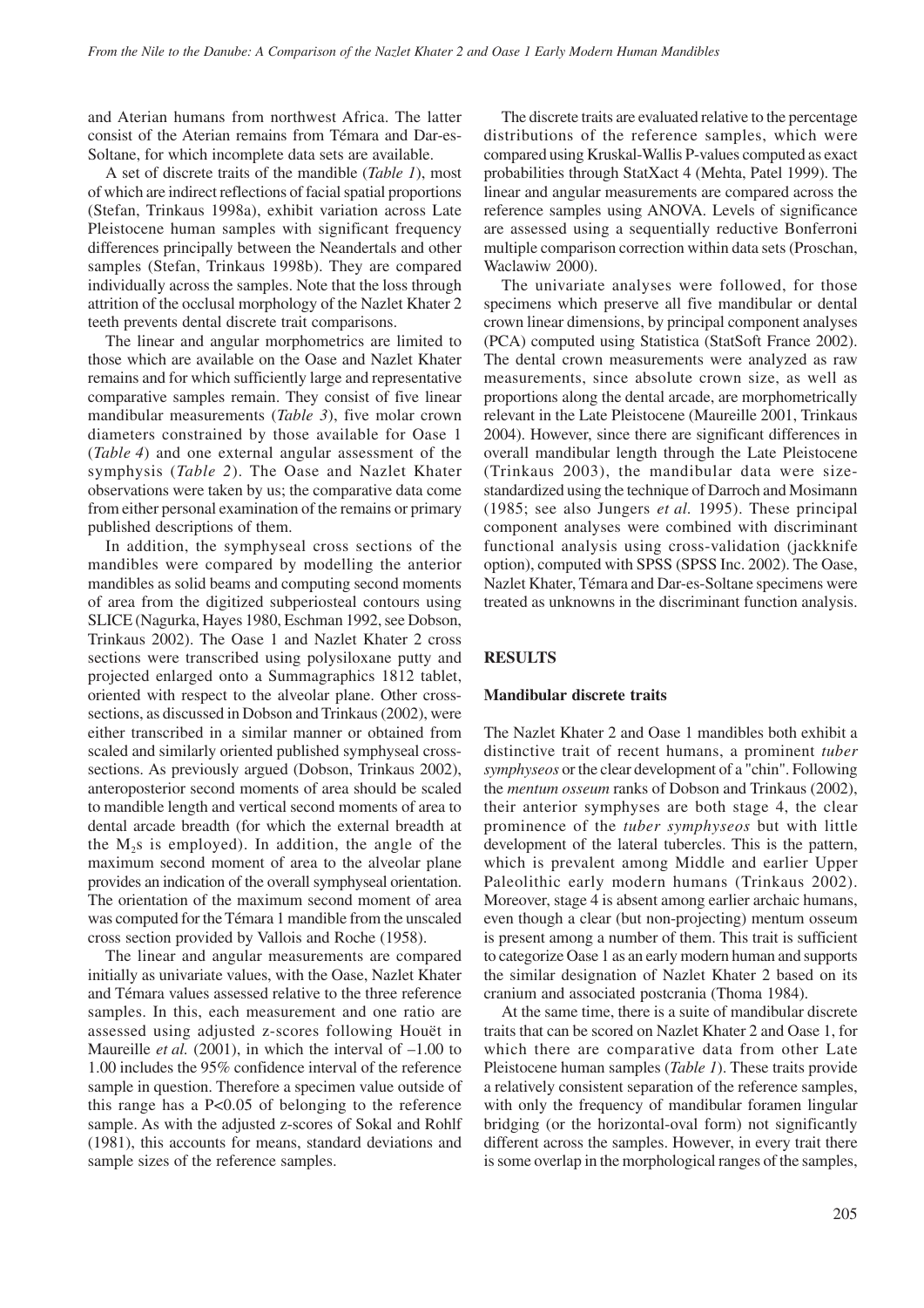and Aterian humans from northwest Africa. The latter consist of the Aterian remains from Témara and Dar-es-Soltane, for which incomplete data sets are available.

A set of discrete traits of the mandible (*Table 1*), most of which are indirect reflections of facial spatial proportions (Stefan, Trinkaus 1998a), exhibit variation across Late Pleistocene human samples with significant frequency differences principally between the Neandertals and other samples (Stefan, Trinkaus 1998b). They are compared individually across the samples. Note that the loss through attrition of the occlusal morphology of the Nazlet Khater 2 teeth prevents dental discrete trait comparisons.

The linear and angular morphometrics are limited to those which are available on the Oase and Nazlet Khater remains and for which sufficiently large and representative comparative samples remain. They consist of five linear mandibular measurements (*Table 3*), five molar crown diameters constrained by those available for Oase 1 (*Table 4*) and one external angular assessment of the symphysis (*Table 2*). The Oase and Nazlet Khater observations were taken by us; the comparative data come from either personal examination of the remains or primary published descriptions of them.

In addition, the symphyseal cross sections of the mandibles were compared by modelling the anterior mandibles as solid beams and computing second moments of area from the digitized subperiosteal contours using SLICE (Nagurka, Hayes 1980, Eschman 1992, see Dobson, Trinkaus 2002). The Oase 1 and Nazlet Khater 2 cross sections were transcribed using polysiloxane putty and projected enlarged onto a Summagraphics 1812 tablet, oriented with respect to the alveolar plane. Other cross-sections, as discussed in Dobson and Trinkaus (2002), were either transcribed in a similar manner or obtained from scaled and similarly oriented published symphyseal cross-sections. As previously argued (Dobson, Trinkaus 2002), anteroposterior second moments of area should be scaled to mandible length and vertical second moments of area to dental arcade breadth (for which the external breadth at the $M_2$s is employed). In addition, the angle of the maximum second moment of area to the alveolar plane provides an indication of the overall symphyseal orientation. The orientation of the maximum second moment of area was computed for the Témara 1 mandible from the unscaled cross section provided by Vallois and Roche (1958).

The linear and angular measurements are compared initially as univariate values, with the Oase, Nazlet Khater and Témara values assessed relative to the three reference samples. In this, each measurement and one ratio are assessed using adjusted z-scores following Houët in Maureille *et al.* (2001), in which the interval of –1.00 to 1.00 includes the 95% confidence interval of the reference sample in question. Therefore a specimen value outside of this range has a $P<0.05$ of belonging to the reference sample. As with the adjusted z-scores of Sokal and Rohlf (1981), this accounts for means, standard deviations and sample sizes of the reference samples.

The discrete traits are evaluated relative to the percentage distributions of the reference samples, which were compared using Kruskal-Wallis P-values computed as exact probabilities through StatXact 4 (Mehta, Patel 1999). The linear and angular measurements are compared across the reference samples using ANOVA. Levels of significance are assessed using a sequentially reductive Bonferroni multiple comparison correction within data sets (Proschan, Waclawiw 2000).

The univariate analyses were followed, for those specimens which preserve all five mandibular or dental crown linear dimensions, by principal component analyses (PCA) computed using Statistica (StatSoft France 2002). The dental crown measurements were analyzed as raw measurements, since absolute crown size, as well as proportions along the dental arcade, are morphometrically relevant in the Late Pleistocene (Maureille 2001, Trinkaus 2004). However, since there are significant differences in overall mandibular length through the Late Pleistocene (Trinkaus 2003), the mandibular data were size-standardized using the technique of Darroch and Mosimann (1985; see also Jungers *et al.* 1995). These principal component analyses were combined with discriminant functional analysis using cross-validation (jackknife option), computed with SPSS (SPSS Inc. 2002). The Oase, Nazlet Khater, Témara and Dar-es-Soltane specimens were treated as unknowns in the discriminant function analysis.

## RESULTS

### Mandibular discrete traits

The Nazlet Khater 2 and Oase 1 mandibles both exhibit a distinctive trait of recent humans, a prominent *tuber symphyseos* or the clear development of a "chin". Following the *mentum osseum* ranks of Dobson and Trinkaus (2002), their anterior symphyses are both stage 4, the clear prominence of the *tuber symphyseos* but with little development of the lateral tubercles. This is the pattern, which is prevalent among Middle and earlier Upper Paleolithic early modern humans (Trinkaus 2002). Moreover, stage 4 is absent among earlier archaic humans, even though a clear (but non-projecting) mentum osseum is present among a number of them. This trait is sufficient to categorize Oase 1 as an early modern human and supports the similar designation of Nazlet Khater 2 based on its cranium and associated postcrania (Thoma 1984).

At the same time, there is a suite of mandibular discrete traits that can be scored on Nazlet Khater 2 and Oase 1, for which there are comparative data from other Late Pleistocene human samples (*Table 1*). These traits provide a relatively consistent separation of the reference samples, with only the frequency of mandibular foramen lingular bridging (or the horizontal-oval form) not significantly different across the samples. However, in every trait there is some overlap in the morphological ranges of the samples,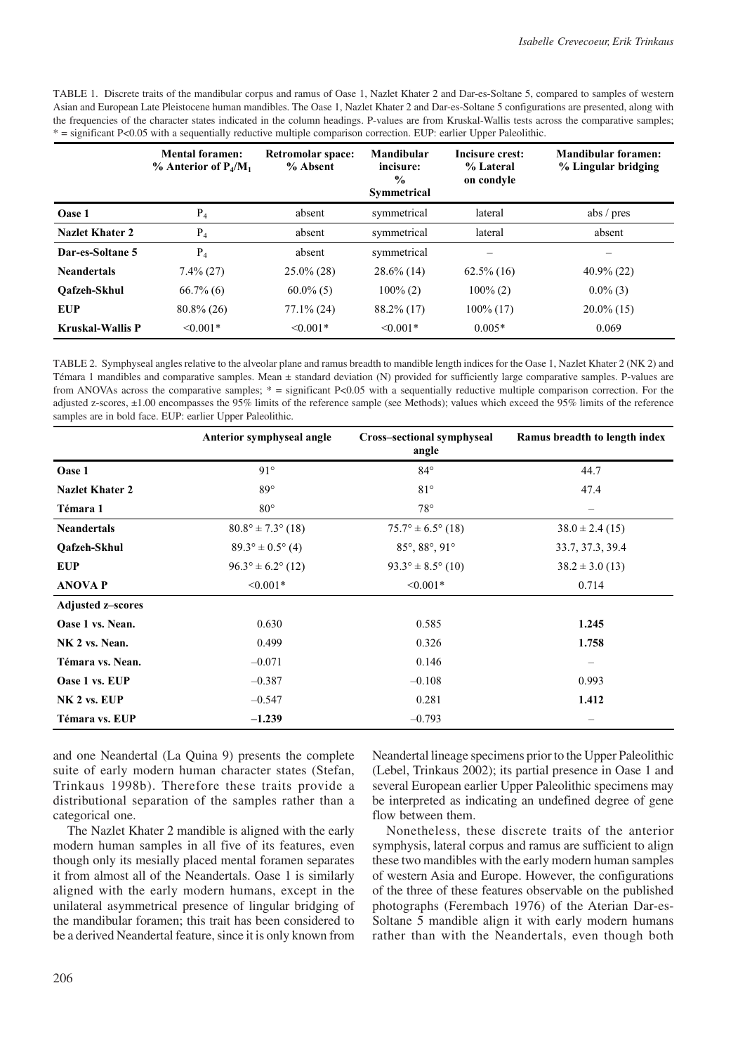TABLE 1. Discrete traits of the mandibular corpus and ramus of Oase 1, Nazlet Khater 2 and Dar-es-Soltane 5, compared to samples of western Asian and European Late Pleistocene human mandibles. The Oase 1, Nazlet Khater 2 and Dar-es-Soltane 5 configurations are presented, along with the frequencies of the character states indicated in the column headings. P-values are from Kruskal-Wallis tests across the comparative samples; * = significant P<0.05 with a sequentially reductive multiple comparison correction. EUP: earlier Upper Paleolithic.

| | Mental foramen: % Anterior of $P_4/M_1$ | Retromolar space: % Absent | Mandibular incisure: % Symmetrical | Incisure crest: % Lateral on condyle | Mandibular foramen: % Lingular bridging |
|---|---|---|---|---|---|
| **Oase 1** | $P_4$ | absent | symmetrical | lateral | abs / pres |
| **Nazlet Khater 2** | $P_4$ | absent | symmetrical | lateral | absent |
| **Dar-es-Soltane 5** | $P_4$ | absent | symmetrical | – | – |
| **Neandertals** | 7.4% (27) | 25.0% (28) | 28.6% (14) | 62.5% (16) | 40.9% (22) |
| **Qafzeh-Skhul** | 66.7% (6) | 60.0% (5) | 100% (2) | 100% (2) | 0.0% (3) |
| **EUP** | 80.8% (26) | 77.1% (24) | 88.2% (17) | 100% (17) | 20.0% (15) |
| **Kruskal-Wallis P** | <0.001* | <0.001* | <0.001* | 0.005* | 0.069 |

TABLE 2. Symphyseal angles relative to the alveolar plane and ramus breadth to mandible length indices for the Oase 1, Nazlet Khater 2 (NK 2) and Témara 1 mandibles and comparative samples. Mean ± standard deviation (N) provided for sufficiently large comparative samples. P-values are from ANOVAs across the comparative samples; * = significant P<0.05 with a sequentially reductive multiple comparison correction. For the adjusted z-scores, ±1.00 encompasses the 95% limits of the reference sample (see Methods); values which exceed the 95% limits of the reference samples are in bold face. EUP: earlier Upper Paleolithic.

| | Anterior symphyseal angle | Cross–sectional symphyseal angle | Ramus breadth to length index |
|---|---|---|---|
| **Oase 1** | 91° | 84° | 44.7 |
| **Nazlet Khater 2** | 89° | 81° | 47.4 |
| **Témara 1** | 80° | 78° | – |
| **Neandertals** | 80.8° ± 7.3° (18) | 75.7° ± 6.5° (18) | 38.0 ± 2.4 (15) |
| **Qafzeh-Skhul** | 89.3° ± 0.5° (4) | 85°, 88°, 91° | 33.7, 37.3, 39.4 |
| **EUP** | 96.3° ± 6.2° (12) | 93.3° ± 8.5° (10) | 38.2 ± 3.0 (13) |
| **ANOVA P** | <0.001* | <0.001* | 0.714 |
| **Adjusted z–scores** | | | |
| **Oase 1 vs. Nean.** | 0.630 | 0.585 | **1.245** |
| **NK 2 vs. Nean.** | 0.499 | 0.326 | **1.758** |
| **Témara vs. Nean.** | –0.071 | 0.146 | – |
| **Oase 1 vs. EUP** | –0.387 | –0.108 | 0.993 |
| **NK 2 vs. EUP** | –0.547 | 0.281 | **1.412** |
| **Témara vs. EUP** | **–1.239** | –0.793 | – |

and one Neandertal (La Quina 9) presents the complete suite of early modern human character states (Stefan, Trinkaus 1998b). Therefore these traits provide a distributional separation of the samples rather than a categorical one.

The Nazlet Khater 2 mandible is aligned with the early modern human samples in all five of its features, even though only its mesially placed mental foramen separates it from almost all of the Neandertals. Oase 1 is similarly aligned with the early modern humans, except in the unilateral asymmetrical presence of lingular bridging of the mandibular foramen; this trait has been considered to be a derived Neandertal feature, since it is only known from Neandertal lineage specimens prior to the Upper Paleolithic (Lebel, Trinkaus 2002); its partial presence in Oase 1 and several European earlier Upper Paleolithic specimens may be interpreted as indicating an undefined degree of gene flow between them.

Nonetheless, these discrete traits of the anterior symphysis, lateral corpus and ramus are sufficient to align these two mandibles with the early modern human samples of western Asia and Europe. However, the configurations of the three of these features observable on the published photographs (Ferembach 1976) of the Aterian Dar-es-Soltane 5 mandible align it with early modern humans rather than with the Neandertals, even though both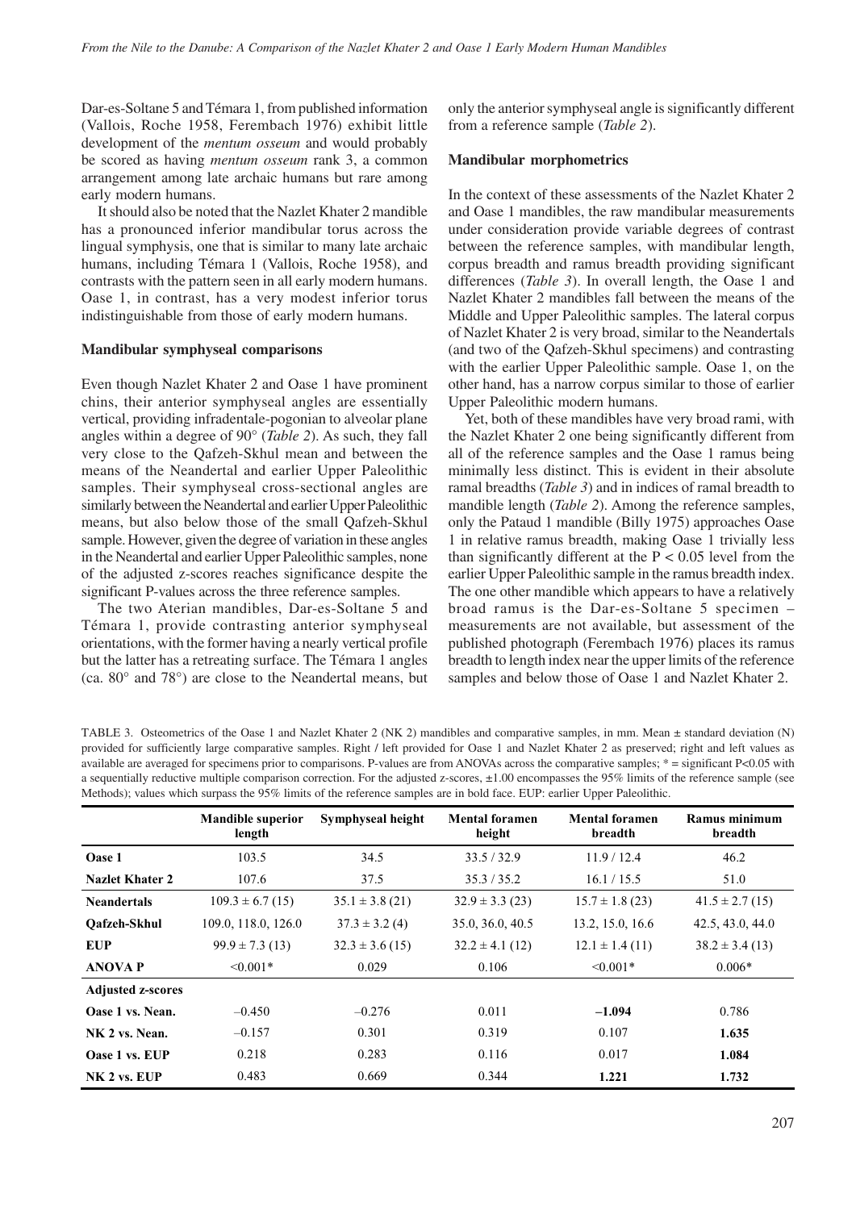Dar-es-Soltane 5 and Témara 1, from published information (Vallois, Roche 1958, Ferembach 1976) exhibit little development of the *mentum osseum* and would probably be scored as having *mentum osseum* rank 3, a common arrangement among late archaic humans but rare among early modern humans.

It should also be noted that the Nazlet Khater 2 mandible has a pronounced inferior mandibular torus across the lingual symphysis, one that is similar to many late archaic humans, including Témara 1 (Vallois, Roche 1958), and contrasts with the pattern seen in all early modern humans. Oase 1, in contrast, has a very modest inferior torus indistinguishable from those of early modern humans.

### Mandibular symphyseal comparisons

Even though Nazlet Khater 2 and Oase 1 have prominent chins, their anterior symphyseal angles are essentially vertical, providing infradentale-pogonian to alveolar plane angles within a degree of 90° (*Table 2*). As such, they fall very close to the Qafzeh-Skhul mean and between the means of the Neandertal and earlier Upper Paleolithic samples. Their symphyseal cross-sectional angles are similarly between the Neandertal and earlier Upper Paleolithic means, but also below those of the small Qafzeh-Skhul sample. However, given the degree of variation in these angles in the Neandertal and earlier Upper Paleolithic samples, none of the adjusted z-scores reaches significance despite the significant P-values across the three reference samples.

The two Aterian mandibles, Dar-es-Soltane 5 and Témara 1, provide contrasting anterior symphyseal orientations, with the former having a nearly vertical profile but the latter has a retreating surface. The Témara 1 angles (ca. 80° and 78°) are close to the Neandertal means, but only the anterior symphyseal angle is significantly different from a reference sample (*Table 2*).

### Mandibular morphometrics

In the context of these assessments of the Nazlet Khater 2 and Oase 1 mandibles, the raw mandibular measurements under consideration provide variable degrees of contrast between the reference samples, with mandibular length, corpus breadth and ramus breadth providing significant differences (*Table 3*). In overall length, the Oase 1 and Nazlet Khater 2 mandibles fall between the means of the Middle and Upper Paleolithic samples. The lateral corpus of Nazlet Khater 2 is very broad, similar to the Neandertals (and two of the Qafzeh-Skhul specimens) and contrasting with the earlier Upper Paleolithic sample. Oase 1, on the other hand, has a narrow corpus similar to those of earlier Upper Paleolithic modern humans.

Yet, both of these mandibles have very broad rami, with the Nazlet Khater 2 one being significantly different from all of the reference samples and the Oase 1 ramus being minimally less distinct. This is evident in their absolute ramal breadths (*Table 3*) and in indices of ramal breadth to mandible length (*Table 2*). Among the reference samples, only the Pataud 1 mandible (Billy 1975) approaches Oase 1 in relative ramus breadth, making Oase 1 trivially less than significantly different at the $P < 0.05$ level from the earlier Upper Paleolithic sample in the ramus breadth index. The one other mandible which appears to have a relatively broad ramus is the Dar-es-Soltane 5 specimen – measurements are not available, but assessment of the published photograph (Ferembach 1976) places its ramus breadth to length index near the upper limits of the reference samples and below those of Oase 1 and Nazlet Khater 2.

TABLE 3. Osteometrics of the Oase 1 and Nazlet Khater 2 (NK 2) mandibles and comparative samples, in mm. Mean ± standard deviation (N) provided for sufficiently large comparative samples. Right / left provided for Oase 1 and Nazlet Khater 2 as preserved; right and left values as available are averaged for specimens prior to comparisons. P-values are from ANOVAs across the comparative samples; * = significant P<0.05 with a sequentially reductive multiple comparison correction. For the adjusted z-scores, ±1.00 encompasses the 95% limits of the reference sample (see Methods); values which surpass the 95% limits of the reference samples are in bold face. EUP: earlier Upper Paleolithic.

| | Mandible superior length | Symphyseal height | Mental foramen height | Mental foramen breadth | Ramus minimum breadth |
|---|---|---|---|---|---|
| **Oase 1** | 103.5 | 34.5 | 33.5 / 32.9 | 11.9 / 12.4 | 46.2 |
| **Nazlet Khater 2** | 107.6 | 37.5 | 35.3 / 35.2 | 16.1 / 15.5 | 51.0 |
| **Neandertals** | 109.3 ± 6.7 (15) | 35.1 ± 3.8 (21) | 32.9 ± 3.3 (23) | 15.7 ± 1.8 (23) | 41.5 ± 2.7 (15) |
| **Qafzeh-Skhul** | 109.0, 118.0, 126.0 | 37.3 ± 3.2 (4) | 35.0, 36.0, 40.5 | 13.2, 15.0, 16.6 | 42.5, 43.0, 44.0 |
| **EUP** | 99.9 ± 7.3 (13) | 32.3 ± 3.6 (15) | 32.2 ± 4.1 (12) | 12.1 ± 1.4 (11) | 38.2 ± 3.4 (13) |
| **ANOVA P** | <0.001* | 0.029 | 0.106 | <0.001* | 0.006* |
| **Adjusted z-scores** | | | | | |
| **Oase 1 vs. Nean.** | –0.450 | –0.276 | 0.011 | **–1.094** | 0.786 |
| **NK 2 vs. Nean.** | –0.157 | 0.301 | 0.319 | 0.107 | **1.635** |
| **Oase 1 vs. EUP** | 0.218 | 0.283 | 0.116 | 0.017 | **1.084** |
| **NK 2 vs. EUP** | 0.483 | 0.669 | 0.344 | **1.221** | **1.732** |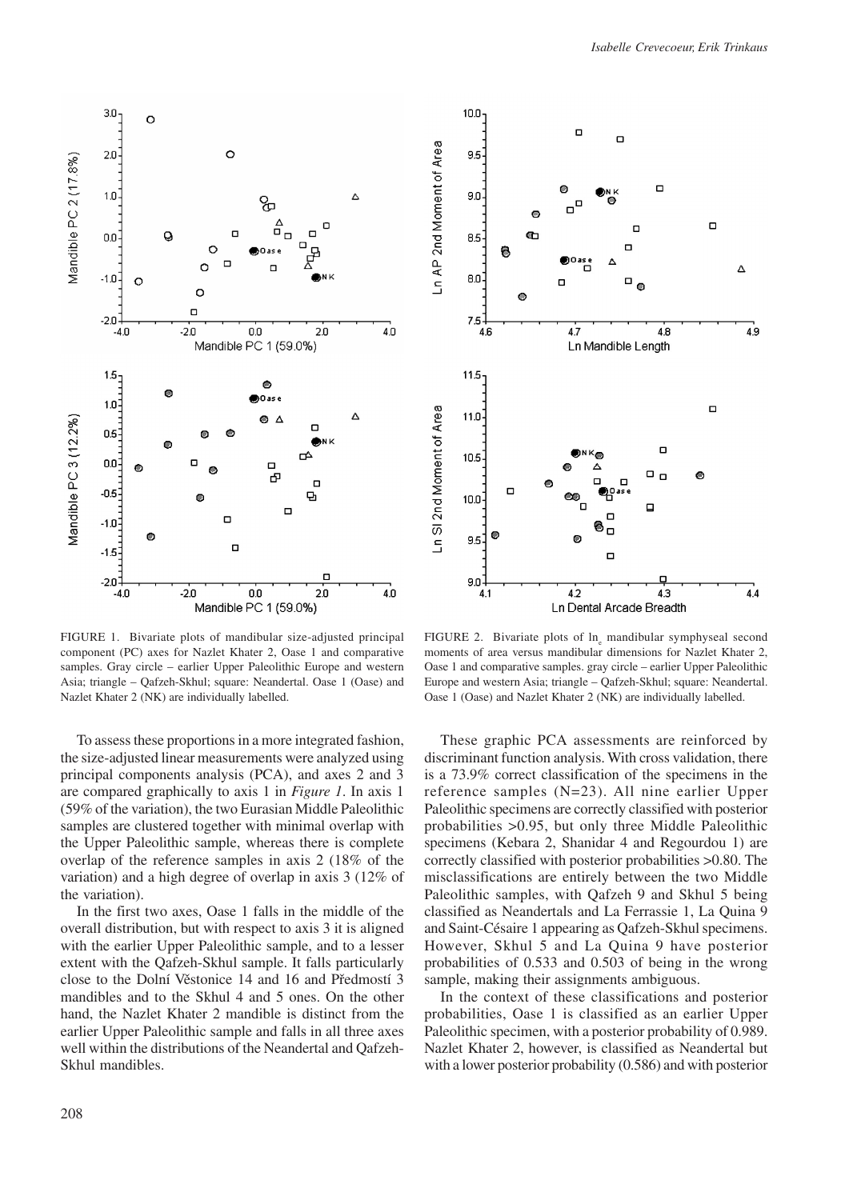FIGURE 1. Bivariate plots of mandibular size-adjusted principal component (PC) axes for Nazlet Khater 2, Oase 1 and comparative samples. Gray circle – earlier Upper Paleolithic Europe and western Asia; triangle – Qafzeh-Skhul; square: Neandertal. Oase 1 (Oase) and Nazlet Khater 2 (NK) are individually labelled.

FIGURE 2. Bivariate plots of $\ln_e$ mandibular symphyseal second moments of area versus mandibular dimensions for Nazlet Khater 2, Oase 1 and comparative samples. gray circle – earlier Upper Paleolithic Europe and western Asia; triangle – Qafzeh-Skhul; square: Neandertal. Oase 1 (Oase) and Nazlet Khater 2 (NK) are individually labelled.

To assess these proportions in a more integrated fashion, the size-adjusted linear measurements were analyzed using principal components analysis (PCA), and axes 2 and 3 are compared graphically to axis 1 in *Figure 1*. In axis 1 (59% of the variation), the two Eurasian Middle Paleolithic samples are clustered together with minimal overlap with the Upper Paleolithic sample, whereas there is complete overlap of the reference samples in axis 2 (18% of the variation) and a high degree of overlap in axis 3 (12% of the variation).

In the first two axes, Oase 1 falls in the middle of the overall distribution, but with respect to axis 3 it is aligned with the earlier Upper Paleolithic sample, and to a lesser extent with the Qafzeh-Skhul sample. It falls particularly close to the Dolní Věstonice 14 and 16 and Předmostí 3 mandibles and to the Skhul 4 and 5 ones. On the other hand, the Nazlet Khater 2 mandible is distinct from the earlier Upper Paleolithic sample and falls in all three axes well within the distributions of the Neandertal and Qafzeh-Skhul mandibles.

These graphic PCA assessments are reinforced by discriminant function analysis. With cross validation, there is a 73.9% correct classification of the specimens in the reference samples (N=23). All nine earlier Upper Paleolithic specimens are correctly classified with posterior probabilities >0.95, but only three Middle Paleolithic specimens (Kebara 2, Shanidar 4 and Regourdou 1) are correctly classified with posterior probabilities >0.80. The misclassifications are entirely between the two Middle Paleolithic samples, with Qafzeh 9 and Skhul 5 being classified as Neandertals and La Ferrassie 1, La Quina 9 and Saint-Césaire 1 appearing as Qafzeh-Skhul specimens. However, Skhul 5 and La Quina 9 have posterior probabilities of 0.533 and 0.503 of being in the wrong sample, making their assignments ambiguous.

In the context of these classifications and posterior probabilities, Oase 1 is classified as an earlier Upper Paleolithic specimen, with a posterior probability of 0.989. Nazlet Khater 2, however, is classified as Neandertal but with a lower posterior probability (0.586) and with posterior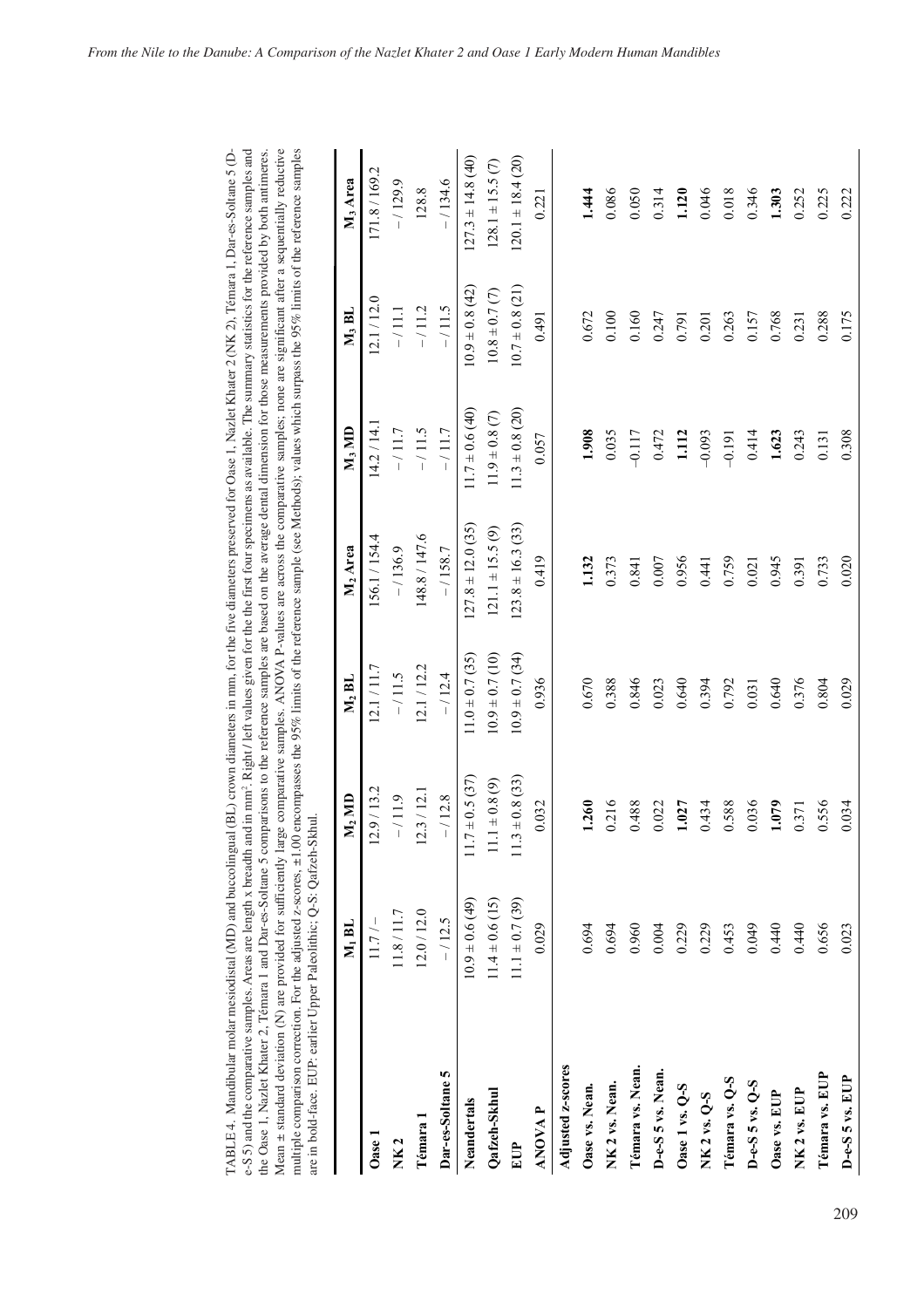TABLE 4. Mandibular molar mesiodistal (MD) and buccolingual (BL) crown diameters in mm, for the five diameters preserved for Oase 1, Nazlet Khater 2 (NK 2), Témara 1, Dar-es-Soltane 5 (D-e-S 5) and the comparative samples. Areas are length x breadth and in mm². Right / left values given for the first four specimens as available. The summary statistics for the reference samples and the Oase 1, Nazlet Khater 2, Témara 1 and Dar-es-Soltane 5 comparisons to the reference samples are based on the average dental dimension for those measurements provided by both antimeres. Mean ± standard deviation (N) are provided for sufficiently large comparative samples. ANOVA P-values are across the comparative samples; none are significant after a sequentially reductive multiple comparison correction. For the adjusted z-scores, ±1.00 encompasses the 95% limits of the reference sample (see Methods); values which surpass the 95% limits of the reference samples are in bold-face. EUP: earlier Upper Paleolithic; Q-S: Qafzeh-Skhul.

| | $M_1$ BL | $M_2$ MD | $M_2$ BL | $M_2$ Area | $M_3$ MD | $M_3$ BL | $M_3$ Area |
|---|---|---|---|---|---|---|---|
| **Oase 1** | 11.7 / – | 12.9 / 13.2 | 12.1 / 11.7 | 156.1 / 154.4 | 14.2 / 14.1 | 12.1 / 12.0 | 171.8 / 169.2 |
| **NK 2** | 11.8 / 11.7 | – / 11.9 | – / 11.5 | – / 136.9 | – / 11.7 | – / 11.1 | – / 129.9 |
| **Témara 1** | 12.0 / 12.0 | 12.3 / 12.1 | 12.1 / 12.2 | 148.8 / 147.6 | – / 11.5 | – / 11.2 | 128.8 |
| **Dar-es-Soltane 5** | – / 12.5 | – / 12.8 | – / 12.4 | – / 158.7 | – / 11.7 | – / 11.5 | – / 134.6 |
| **Neandertals** | 10.9 ± 0.6 (49) | 11.7 ± 0.5 (37) | 11.0 ± 0.7 (35) | 127.8 ± 12.0 (35) | 11.7 ± 0.6 (40) | 10.9 ± 0.8 (42) | 127.3 ± 14.8 (40) |
| **Qafzeh-Skhul** | 11.4 ± 0.6 (15) | 11.1 ± 0.8 (9) | 10.9 ± 0.7 (10) | 121.1 ± 15.5 (9) | 11.9 ± 0.8 (7) | 10.8 ± 0.7 (7) | 128.1 ± 15.5 (7) |
| **EUP** | 11.1 ± 0.7 (39) | 11.3 ± 0.8 (33) | 10.9 ± 0.7 (34) | 123.8 ± 16.3 (33) | 11.3 ± 0.8 (20) | 10.7 ± 0.8 (21) | 120.1 ± 18.4 (20) |
| **ANOVA P** | 0.029 | 0.032 | 0.936 | 0.419 | 0.057 | 0.491 | 0.221 |
| **Adjusted z-scores** | | | | | | | |
| **Oase vs. Nean.** | 0.694 | **1.260** | 0.670 | **1.132** | **1.908** | 0.672 | **1.444** |
| **NK 2 vs. Nean.** | 0.694 | 0.216 | 0.388 | 0.373 | 0.035 | 0.100 | 0.086 |
| **Témara vs. Nean.** | 0.960 | 0.488 | 0.846 | 0.841 | -0.117 | 0.160 | 0.050 |
| **D-e-S 5 vs. Nean.** | 0.004 | 0.022 | 0.023 | 0.007 | 0.472 | 0.247 | 0.314 |
| **Oase 1 vs. Q-S** | 0.229 | **1.027** | 0.640 | 0.956 | **1.112** | 0.791 | **1.120** |
| **NK 2 vs. Q-S** | 0.229 | 0.434 | 0.394 | 0.441 | -0.093 | 0.201 | 0.046 |
| **Témara vs. Q-S** | 0.453 | 0.588 | 0.792 | 0.759 | -0.191 | 0.263 | 0.018 |
| **D-e-S 5 vs. Q-S** | 0.049 | 0.036 | 0.031 | 0.021 | 0.414 | 0.157 | 0.346 |
| **Oase vs. EUP** | 0.440 | **1.079** | 0.640 | 0.945 | **1.623** | 0.768 | **1.303** |
| **NK 2 vs. EUP** | 0.440 | 0.371 | 0.376 | 0.391 | 0.243 | 0.231 | 0.252 |
| **Témara vs. EUP** | 0.656 | 0.556 | 0.804 | 0.733 | 0.131 | 0.288 | 0.225 |
| **D-e-S 5 vs. EUP** | 0.023 | 0.034 | 0.029 | 0.020 | 0.308 | 0.175 | 0.222 |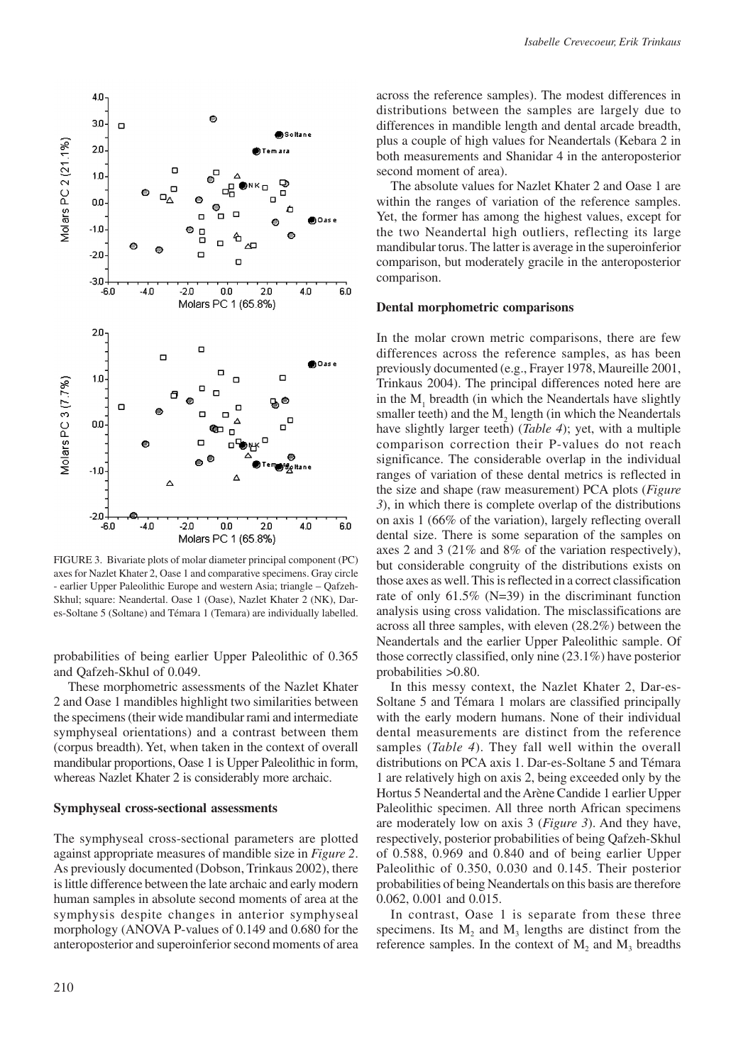FIGURE 3. Bivariate plots of molar diameter principal component (PC) axes for Nazlet Khater 2, Oase 1 and comparative specimens. Gray circle - earlier Upper Paleolithic Europe and western Asia; triangle – Qafzeh-Skhul; square: Neandertal. Oase 1 (Oase), Nazlet Khater 2 (NK), Dar-es-Soltane 5 (Soltane) and Témara 1 (Temara) are individually labelled.

probabilities of being earlier Upper Paleolithic of 0.365 and Qafzeh-Skhul of 0.049.

These morphometric assessments of the Nazlet Khater 2 and Oase 1 mandibles highlight two similarities between the specimens (their wide mandibular rami and intermediate symphyseal orientations) and a contrast between them (corpus breadth). Yet, when taken in the context of overall mandibular proportions, Oase 1 is Upper Paleolithic in form, whereas Nazlet Khater 2 is considerably more archaic.

### Symphyseal cross-sectional assessments

The symphyseal cross-sectional parameters are plotted against appropriate measures of mandible size in *Figure 2*. As previously documented (Dobson, Trinkaus 2002), there is little difference between the late archaic and early modern human samples in absolute second moments of area at the symphysis despite changes in anterior symphyseal morphology (ANOVA P-values of 0.149 and 0.680 for the anteroposterior and superoinferior second moments of area across the reference samples). The modest differences in distributions between the samples are largely due to differences in mandible length and dental arcade breadth, plus a couple of high values for Neandertals (Kebara 2 in both measurements and Shanidar 4 in the anteroposterior second moment of area).

The absolute values for Nazlet Khater 2 and Oase 1 are within the ranges of variation of the reference samples. Yet, the former has among the highest values, except for the two Neandertal high outliers, reflecting its large mandibular torus. The latter is average in the superoinferior comparison, but moderately gracile in the anteroposterior comparison.

### Dental morphometric comparisons

In the molar crown metric comparisons, there are few differences across the reference samples, as has been previously documented (e.g., Frayer 1978, Maureille 2001, Trinkaus 2004). The principal differences noted here are in the $M_1$ breadth (in which the Neandertals have slightly smaller teeth) and the $M_2$ length (in which the Neandertals have slightly larger teeth) (*Table 4*); yet, with a multiple comparison correction their P-values do not reach significance. The considerable overlap in the individual ranges of variation of these dental metrics is reflected in the size and shape (raw measurement) PCA plots (*Figure 3*), in which there is complete overlap of the distributions on axis 1 (66% of the variation), largely reflecting overall dental size. There is some separation of the samples on axes 2 and 3 (21% and 8% of the variation respectively), but considerable congruity of the distributions exists on those axes as well. This is reflected in a correct classification rate of only 61.5% (N=39) in the discriminant function analysis using cross validation. The misclassifications are across all three samples, with eleven (28.2%) between the Neandertals and the earlier Upper Paleolithic sample. Of those correctly classified, only nine (23.1%) have posterior probabilities >0.80.

In this messy context, the Nazlet Khater 2, Dar-es-Soltane 5 and Témara 1 molars are classified principally with the early modern humans. None of their individual dental measurements are distinct from the reference samples (*Table 4*). They fall well within the overall distributions on PCA axis 1. Dar-es-Soltane 5 and Témara 1 are relatively high on axis 2, being exceeded only by the Hortus 5 Neandertal and the Arène Candide 1 earlier Upper Paleolithic specimen. All three north African specimens are moderately low on axis 3 (*Figure 3*). And they have, respectively, posterior probabilities of being Qafzeh-Skhul of 0.588, 0.969 and 0.840 and of being earlier Upper Paleolithic of 0.350, 0.030 and 0.145. Their posterior probabilities of being Neandertals on this basis are therefore 0.062, 0.001 and 0.015.

In contrast, Oase 1 is separate from these three specimens. Its $M_2$ and $M_3$ lengths are distinct from the reference samples. In the context of $M_2$ and $M_3$ breadths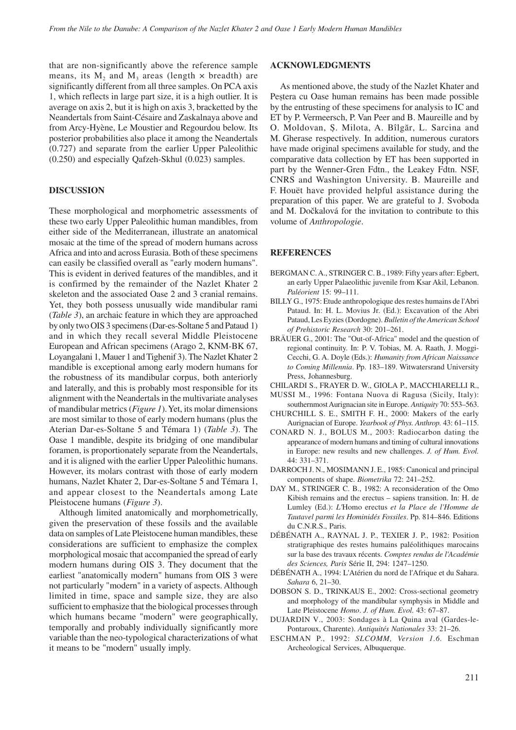that are non-significantly above the reference sample means, its $M_2$ and $M_3$ areas (length × breadth) are significantly different from all three samples. On PCA axis 1, which reflects in large part size, it is a high outlier. It is average on axis 2, but it is high on axis 3, bracketted by the Neandertals from Saint-Césaire and Zaskalnaya above and from Arcy-Hyène, Le Moustier and Regourdou below. Its posterior probabilities also place it among the Neandertals (0.727) and separate from the earlier Upper Paleolithic (0.250) and especially Qafzeh-Skhul (0.023) samples.

## DISCUSSION

These morphological and morphometric assessments of these two early Upper Paleolithic human mandibles, from either side of the Mediterranean, illustrate an anatomical mosaic at the time of the spread of modern humans across Africa and into and across Eurasia. Both of these specimens can easily be classified overall as "early modern humans". This is evident in derived features of the mandibles, and it is confirmed by the remainder of the Nazlet Khater 2 skeleton and the associated Oase 2 and 3 cranial remains. Yet, they both possess unusually wide mandibular rami (*Table 3*), an archaic feature in which they are approached by only two OIS 3 specimens (Dar-es-Soltane 5 and Pataud 1) and in which they recall several Middle Pleistocene European and African specimens (Arago 2, KNM-BK 67, Loyangalani 1, Mauer 1 and Tighenif 3). The Nazlet Khater 2 mandible is exceptional among early modern humans for the robustness of its mandibular corpus, both anteriorly and laterally, and this is probably most responsible for its alignment with the Neandertals in the multivariate analyses of mandibular metrics (*Figure 1*). Yet, its molar dimensions are most similar to those of early modern humans (plus the Aterian Dar-es-Soltane 5 and Témara 1) (*Table 3*). The Oase 1 mandible, despite its bridging of one mandibular foramen, is proportionately separate from the Neandertals, and it is aligned with the earlier Upper Paleolithic humans. However, its molars contrast with those of early modern humans, Nazlet Khater 2, Dar-es-Soltane 5 and Témara 1, and appear closest to the Neandertals among Late Pleistocene humans (*Figure 3*).

Although limited anatomically and morphometrically, given the preservation of these fossils and the available data on samples of Late Pleistocene human mandibles, these considerations are sufficient to emphasize the complex morphological mosaic that accompanied the spread of early modern humans during OIS 3. They document that the earliest "anatomically modern" humans from OIS 3 were not particularly "modern" in a variety of aspects. Although limited in time, space and sample size, they are also sufficient to emphasize that the biological processes through which humans became "modern" were geographically, temporally and probably individually significantly more variable than the neo-typological characterizations of what it means to be "modern" usually imply.

## ACKNOWLEDGMENTS

As mentioned above, the study of the Nazlet Khater and Peștera cu Oase human remains has been made possible by the entrusting of these specimens for analysis to IC and ET by P. Vermeersch, P. Van Peer and B. Maureille and by O. Moldovan, Ș. Milota, A. Bîlgăr, L. Sarcina and M. Gherase respectively. In addition, numerous curators have made original specimens available for study, and the comparative data collection by ET has been supported in part by the Wenner-Gren Fdtn., the Leakey Fdtn. NSF, CNRS and Washington University. B. Maureille and F. Houët have provided helpful assistance during the preparation of this paper. We are grateful to J. Svoboda and M. Dočkalová for the invitation to contribute to this volume of *Anthropologie*.

## REFERENCES

BERGMAN C. A., STRINGER C. B., 1989: Fifty years after: Egbert, an early Upper Palaeolithic juvenile from Ksar Akil, Lebanon. *Paléorient* 15: 99–111.

BILLY G., 1975: Etude anthropologique des restes humains de l'Abri Pataud. In: H. L. Movius Jr. (Ed.): Excavation of the Abri Pataud, Les Eyzies (Dordogne). *Bulletin of the American School of Prehistoric Research* 30: 201–261.

BRÄUER G., 2001: The "Out-of-Africa" model and the question of regional continuity. In: P. V. Tobias, M. A. Raath, J. Moggi-Cecchi, G. A. Doyle (Eds.): *Humanity from African Naissance to Coming Millennia*. Pp. 183–189. Witwatersrand University Press, Johannesburg.

CHILARDI S., FRAYER D. W., GIOLA P., MACCHIARELLI R., MUSSI M., 1996: Fontana Nuova di Ragusa (Sicily, Italy): southernmost Aurignacian site in Europe. *Antiquity* 70: 553–563.

CHURCHILL S. E., SMITH F. H., 2000: Makers of the early Aurignacian of Europe. *Yearbook of Phys. Anthrop.* 43: 61–115.

CONARD N. J., BOLUS M., 2003: Radiocarbon dating the appearance of modern humans and timing of cultural innovations in Europe: new results and new challenges. *J. of Hum. Evol.* 44: 331–371.

DARROCH J. N., MOSIMANN J. E., 1985: Canonical and principal components of shape. *Biometrika* 72: 241–252.

DAY M., STRINGER C. B., 1982: A reconsideration of the Omo Kibish remains and the erectus – sapiens transition. In: H. de Lumley (Ed.): *L'*Homo erectus *et la Place de l'Homme de Tautavel parmi les Hominidés Fossiles*. Pp. 814–846. Editions du C.N.R.S., Paris.

DÉBÉNATH A., RAYNAL J. P., TEXIER J. P., 1982: Position stratigraphique des restes humains paléolithiques marocains sur la base des travaux récents. *Comptes rendus de l'Académie des Sciences, Paris* Série II, 294: 1247–1250.

DÉBÉNATH A., 1994: L'Atérien du nord de l'Afrique et du Sahara. *Sahara* 6, 21–30.

DOBSON S. D., TRINKAUS E., 2002: Cross-sectional geometry and morphology of the mandibular symphysis in Middle and Late Pleistocene *Homo*. *J. of Hum. Evol.* 43: 67–87.

DUJARDIN V., 2003: Sondages à La Quina aval (Gardes-le-Pontaroux, Charente). *Antiquités Nationales* 33: 21–26.

ESCHMAN P., 1992: *SLCOMM, Version 1.6.* Eschman Archeological Services, Albuquerque.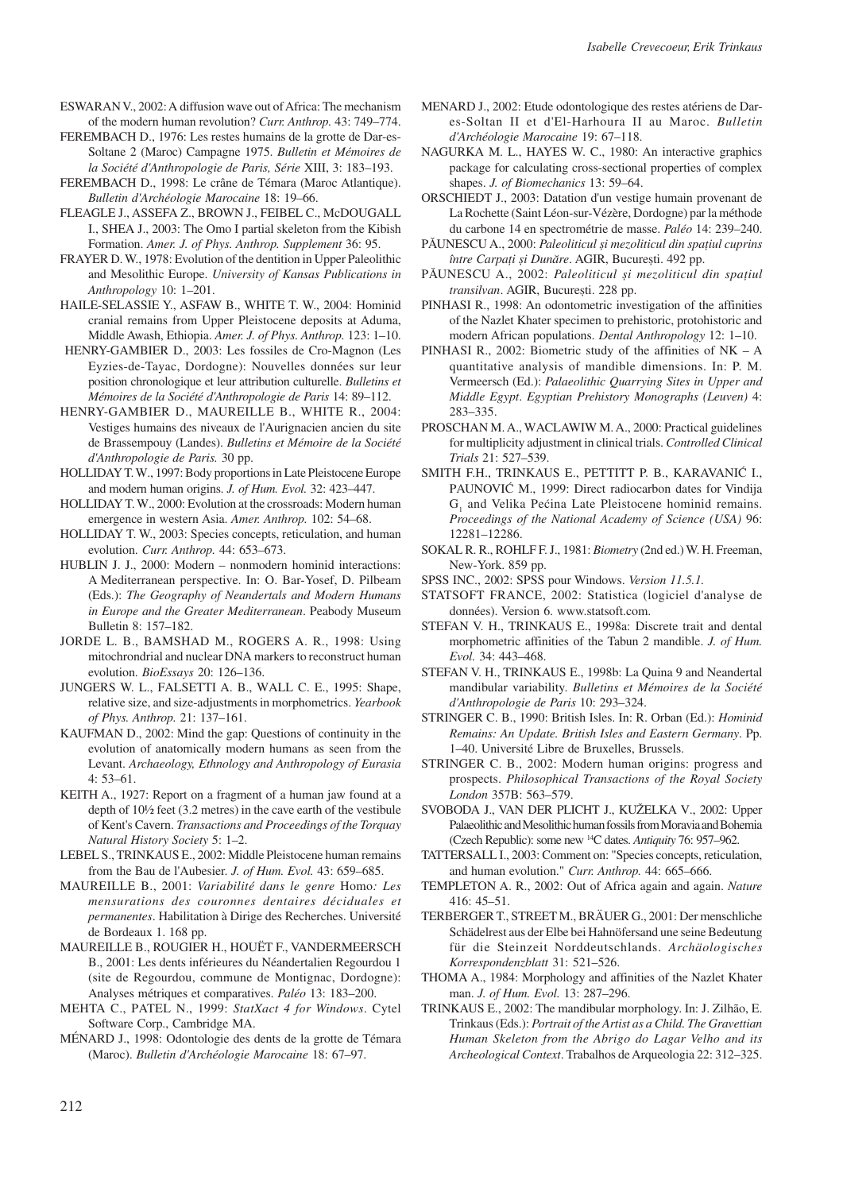ESWARAN V., 2002: A diffusion wave out of Africa: The mechanism of the modern human revolution? *Curr. Anthrop.* 43: 749–774.

FEREMBACH D., 1976: Les restes humains de la grotte de Dar-es-Soltane 2 (Maroc) Campagne 1975. *Bulletin et Mémoires de la Société d'Anthropologie de Paris, Série* XIII, 3: 183–193.

FEREMBACH D., 1998: Le crâne de Témara (Maroc Atlantique). *Bulletin d'Archéologie Marocaine* 18: 19–66.

FLEAGLE J., ASSEFA Z., BROWN J., FEIBEL C., McDOUGALL I., SHEA J., 2003: The Omo I partial skeleton from the Kibish Formation. *Amer. J. of Phys. Anthrop. Supplement* 36: 95.

FRAYER D. W., 1978: Evolution of the dentition in Upper Paleolithic and Mesolithic Europe. *University of Kansas Publications in Anthropology* 10: 1–201.

HAILE-SELASSIE Y., ASFAW B., WHITE T. W., 2004: Hominid cranial remains from Upper Pleistocene deposits at Aduma, Middle Awash, Ethiopia. *Amer. J. of Phys. Anthrop.* 123: 1–10.

HENRY-GAMBIER D., 2003: Les fossiles de Cro-Magnon (Les Eyzies-de-Tayac, Dordogne): Nouvelles données sur leur position chronologique et leur attribution culturelle. *Bulletins et Mémoires de la Société d'Anthropologie de Paris* 14: 89–112.

HENRY-GAMBIER D., MAUREILLE B., WHITE R., 2004: Vestiges humains des niveaux de l'Aurignacien ancien du site de Brassempouy (Landes). *Bulletins et Mémoire de la Société d'Anthropologie de Paris.* 30 pp.

HOLLIDAY T. W., 1997: Body proportions in Late Pleistocene Europe and modern human origins. *J. of Hum. Evol.* 32: 423–447.

HOLLIDAY T. W., 2000: Evolution at the crossroads: Modern human emergence in western Asia. *Amer. Anthrop.* 102: 54–68.

HOLLIDAY T. W., 2003: Species concepts, reticulation, and human evolution. *Curr. Anthrop.* 44: 653–673.

HUBLIN J. J., 2000: Modern – nonmodern hominid interactions: A Mediterranean perspective. In: O. Bar-Yosef, D. Pilbeam (Eds.): *The Geography of Neandertals and Modern Humans in Europe and the Greater Mediterranean*. Peabody Museum Bulletin 8: 157–182.

JORDE L. B., BAMSHAD M., ROGERS A. R., 1998: Using mitochrondrial and nuclear DNA markers to reconstruct human evolution. *BioEssays* 20: 126–136.

JUNGERS W. L., FALSETTI A. B., WALL C. E., 1995: Shape, relative size, and size-adjustments in morphometrics. *Yearbook of Phys. Anthrop.* 21: 137–161.

KAUFMAN D., 2002: Mind the gap: Questions of continuity in the evolution of anatomically modern humans as seen from the Levant. *Archaeology, Ethnology and Anthropology of Eurasia* 4: 53–61.

KEITH A., 1927: Report on a fragment of a human jaw found at a depth of 10½ feet (3.2 metres) in the cave earth of the vestibule of Kent's Cavern. *Transactions and Proceedings of the Torquay Natural History Society* 5: 1–2.

LEBEL S., TRINKAUS E., 2002: Middle Pleistocene human remains from the Bau de l'Aubesier. *J. of Hum. Evol.* 43: 659–685.

MAUREILLE B., 2001: *Variabilité dans le genre* Homo*: Les mensurations des couronnes dentaires déciduales et permanentes*. Habilitation à Dirige des Recherches. Université de Bordeaux 1. 168 pp.

MAUREILLE B., ROUGIER H., HOUËT F., VANDERMEERSCH B., 2001: Les dents inférieures du Néandertalien Regourdou 1 (site de Regourdou, commune de Montignac, Dordogne): Analyses métriques et comparatives. *Paléo* 13: 183–200.

MEHTA C., PATEL N., 1999: *StatXact 4 for Windows*. Cytel Software Corp., Cambridge MA.

MÉNARD J., 1998: Odontologie des dents de la grotte de Témara (Maroc). *Bulletin d'Archéologie Marocaine* 18: 67–97.

MENARD J., 2002: Etude odontologique des restes atériens de Dar-es-Soltan II et d'El-Harhoura II au Maroc. *Bulletin d'Archéologie Marocaine* 19: 67–118.

NAGURKA M. L., HAYES W. C., 1980: An interactive graphics package for calculating cross-sectional properties of complex shapes. *J. of Biomechanics* 13: 59–64.

ORSCHIEDT J., 2003: Datation d'un vestige humain provenant de La Rochette (Saint Léon-sur-Vézère, Dordogne) par la méthode du carbone 14 en spectrométrie de masse. *Paléo* 14: 239–240.

PĂUNESCU A., 2000: *Paleoliticul şi mezoliticul din spaţiul cuprins între Carpaţi şi Dunăre*. AGIR, Bucureşti. 492 pp.

PĂUNESCU A., 2002: *Paleoliticul şi mezoliticul din spaţiul transilvan*. AGIR, Bucureşti. 228 pp.

PINHASI R., 1998: An odontometric investigation of the affinities of the Nazlet Khater specimen to prehistoric, protohistoric and modern African populations. *Dental Anthropology* 12: 1–10.

PINHASI R., 2002: Biometric study of the affinities of NK – A quantitative analysis of mandible dimensions. In: P. M. Vermeersch (Ed.): *Palaeolithic Quarrying Sites in Upper and Middle Egypt*. *Egyptian Prehistory Monographs (Leuven)* 4: 283–335.

PROSCHAN M. A., WACLAWIW M. A., 2000: Practical guidelines for multiplicity adjustment in clinical trials. *Controlled Clinical Trials* 21: 527–539.

SMITH F.H., TRINKAUS E., PETTITT P. B., KARAVANIĆ I., PAUNOVIĆ M., 1999: Direct radiocarbon dates for Vindija $G_1$ and Velika Pećina Late Pleistocene hominid remains. *Proceedings of the National Academy of Science (USA)* 96: 12281–12286.

SOKAL R. R., ROHLF F. J., 1981: *Biometry* (2nd ed.) W. H. Freeman, New-York. 859 pp.

SPSS INC., 2002: SPSS pour Windows. *Version 11.5.1.*

STATSOFT FRANCE, 2002: Statistica (logiciel d'analyse de données). Version 6. www.statsoft.com.

STEFAN V. H., TRINKAUS E., 1998a: Discrete trait and dental morphometric affinities of the Tabun 2 mandible. *J. of Hum. Evol.* 34: 443–468.

STEFAN V. H., TRINKAUS E., 1998b: La Quina 9 and Neandertal mandibular variability. *Bulletins et Mémoires de la Société d'Anthropologie de Paris* 10: 293–324.

STRINGER C. B., 1990: British Isles. In: R. Orban (Ed.): *Hominid Remains: An Update. British Isles and Eastern Germany*. Pp. 1–40. Université Libre de Bruxelles, Brussels.

STRINGER C. B., 2002: Modern human origins: progress and prospects. *Philosophical Transactions of the Royal Society London* 357B: 563–579.

SVOBODA J., VAN DER PLICHT J., KUŽELKA V., 2002: Upper Palaeolithic and Mesolithic human fossils from Moravia and Bohemia (Czech Republic): some new $^{14}$C dates. *Antiquity* 76: 957–962.

TATTERSALL I., 2003: Comment on: "Species concepts, reticulation, and human evolution." *Curr. Anthrop.* 44: 665–666.

TEMPLETON A. R., 2002: Out of Africa again and again. *Nature* 416: 45–51.

TERBERGER T., STREET M., BRÄUER G., 2001: Der menschliche Schädelrest aus der Elbe bei Hahnöfersand une seine Bedeutung für die Steinzeit Norddeutschlands. *Archäologisches Korrespondenzblatt* 31: 521–526.

THOMA A., 1984: Morphology and affinities of the Nazlet Khater man. *J. of Hum. Evol.* 13: 287–296.

TRINKAUS E., 2002: The mandibular morphology. In: J. Zilhão, E. Trinkaus (Eds.): *Portrait of the Artist as a Child. The Gravettian Human Skeleton from the Abrigo do Lagar Velho and its Archeological Context*. Trabalhos de Arqueologia 22: 312–325.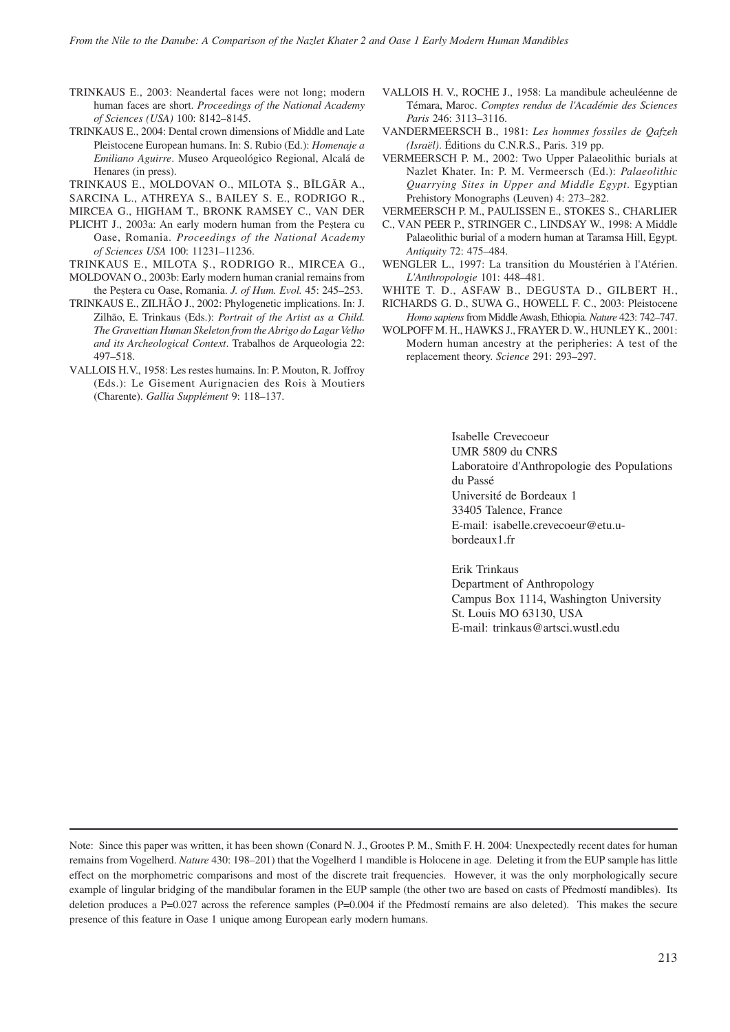TRINKAUS E., 2003: Neandertal faces were not long; modern human faces are short. *Proceedings of the National Academy of Sciences (USA)* 100: 8142–8145.

TRINKAUS E., 2004: Dental crown dimensions of Middle and Late Pleistocene European humans. In: S. Rubio (Ed.): *Homenaje a Emiliano Aguirre*. Museo Arqueológico Regional, Alcalá de Henares (in press).

TRINKAUS E., MOLDOVAN O., MILOTA Ș., BÎLGĂR A., SARCINA L., ATHREYA S., BAILEY S. E., RODRIGO R., MIRCEA G., HIGHAM T., BRONK RAMSEY C., VAN DER PLICHT J., 2003a: An early modern human from the Peștera cu Oase, Romania. *Proceedings of the National Academy of Sciences USA* 100: 11231–11236.

TRINKAUS E., MILOTA Ș., RODRIGO R., MIRCEA G., MOLDOVAN O., 2003b: Early modern human cranial remains from the Peștera cu Oase, Romania. *J. of Hum. Evol.* 45: 245–253.

TRINKAUS E., ZILHÃO J., 2002: Phylogenetic implications. In: J. Zilhão, E. Trinkaus (Eds.): *Portrait of the Artist as a Child. The Gravettian Human Skeleton from the Abrigo do Lagar Velho and its Archeological Context*. Trabalhos de Arqueologia 22: 497–518.

VALLOIS H.V., 1958: Les restes humains. In: P. Mouton, R. Joffroy (Eds.): Le Gisement Aurignacien des Rois à Moutiers (Charente). *Gallia Supplément* 9: 118–137.

VALLOIS H. V., ROCHE J., 1958: La mandibule acheuléenne de Témara, Maroc. *Comptes rendus de l'Académie des Sciences Paris* 246: 3113–3116.

VANDERMEERSCH B., 1981: *Les hommes fossiles de Qafzeh (Israël)*. Éditions du C.N.R.S., Paris. 319 pp.

VERMEERSCH P. M., 2002: Two Upper Palaeolithic burials at Nazlet Khater. In: P. M. Vermeersch (Ed.): *Palaeolithic Quarrying Sites in Upper and Middle Egypt*. Egyptian Prehistory Monographs (Leuven) 4: 273–282.

VERMEERSCH P. M., PAULISSEN E., STOKES S., CHARLIER C., VAN PEER P., STRINGER C., LINDSAY W., 1998: A Middle Palaeolithic burial of a modern human at Taramsa Hill, Egypt. *Antiquity* 72: 475–484.

WENGLER L., 1997: La transition du Moustérien à l'Atérien. *L'Anthropologie* 101: 448–481.

WHITE T. D., ASFAW B., DEGUSTA D., GILBERT H., RICHARDS G. D., SUWA G., HOWELL F. C., 2003: Pleistocene *Homo sapiens* from Middle Awash, Ethiopia. *Nature* 423: 742–747.

WOLPOFF M. H., HAWKS J., FRAYER D. W., HUNLEY K., 2001: Modern human ancestry at the peripheries: A test of the replacement theory. *Science* 291: 293–297.

Isabelle Crevecoeur
UMR 5809 du CNRS
Laboratoire d'Anthropologie des Populations du Passé
Université de Bordeaux 1
33405 Talence, France
E-mail: isabelle.crevecoeur@etu.u-bordeaux1.fr

Erik Trinkaus
Department of Anthropology
Campus Box 1114, Washington University
St. Louis MO 63130, USA
E-mail: trinkaus@artsci.wustl.edu

Note: Since this paper was written, it has been shown (Conard N. J., Grootes P. M., Smith F. H. 2004: Unexpectedly recent dates for human remains from Vogelherd. *Nature* 430: 198–201) that the Vogelherd 1 mandible is Holocene in age. Deleting it from the EUP sample has little effect on the morphometric comparisons and most of the discrete trait frequencies. However, it was the only morphologically secure example of lingular bridging of the mandibular foramen in the EUP sample (the other two are based on casts of Předmostí mandibles). Its deletion produces a $P=0.027$ across the reference samples ($P=0.004$ if the Předmostí remains are also deleted). This makes the secure presence of this feature in Oase 1 unique among European early modern humans.